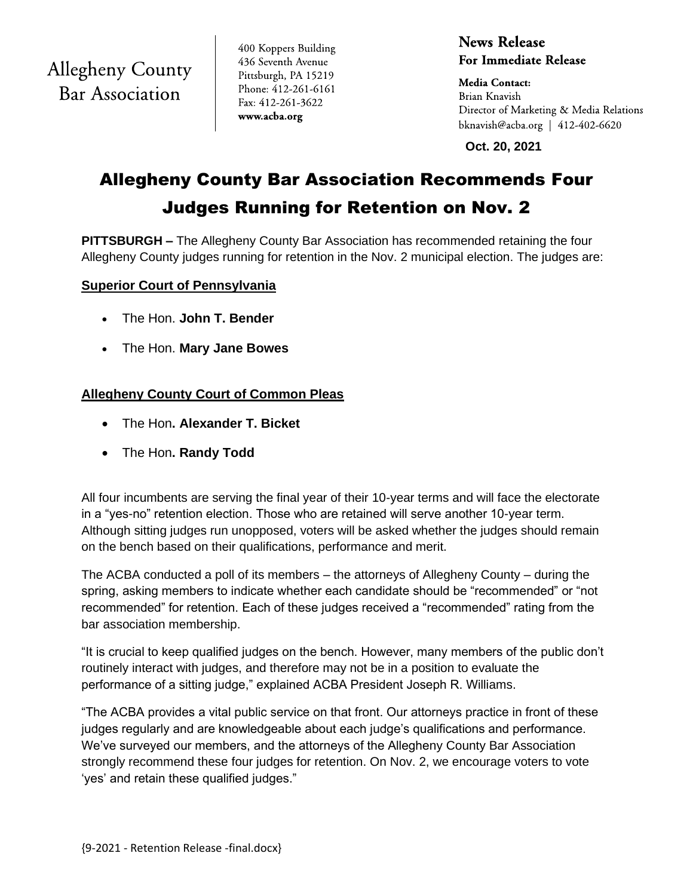Allegheny County Bar Association

400 Koppers Building
436 Seventh Avenue
Pittsburgh, PA 15219
Phone: 412-261-6161
Fax: 412-261-3622
**www.acba.org**

**News Release**
**For Immediate Release**

**Media Contact:**
Brian Knavish
Director of Marketing & Media Relations
bknavish@acba.org | 412-402-6620

**Oct. 20, 2021**

# Allegheny County Bar Association Recommends Four Judges Running for Retention on Nov. 2

**PITTSBURGH –** The Allegheny County Bar Association has recommended retaining the four Allegheny County judges running for retention in the Nov. 2 municipal election. The judges are:

**Superior Court of Pennsylvania**

- The Hon. **John T. Bender**
- The Hon. **Mary Jane Bowes**

**Allegheny County Court of Common Pleas**

- The Hon**. Alexander T. Bicket**
- The Hon**. Randy Todd**

All four incumbents are serving the final year of their 10-year terms and will face the electorate in a "yes-no" retention election. Those who are retained will serve another 10-year term. Although sitting judges run unopposed, voters will be asked whether the judges should remain on the bench based on their qualifications, performance and merit.

The ACBA conducted a poll of its members – the attorneys of Allegheny County – during the spring, asking members to indicate whether each candidate should be "recommended" or "not recommended" for retention. Each of these judges received a "recommended" rating from the bar association membership.

"It is crucial to keep qualified judges on the bench. However, many members of the public don't routinely interact with judges, and therefore may not be in a position to evaluate the performance of a sitting judge," explained ACBA President Joseph R. Williams.

"The ACBA provides a vital public service on that front. Our attorneys practice in front of these judges regularly and are knowledgeable about each judge's qualifications and performance. We've surveyed our members, and the attorneys of the Allegheny County Bar Association strongly recommend these four judges for retention. On Nov. 2, we encourage voters to vote 'yes' and retain these qualified judges."

{9-2021 - Retention Release -final.docx}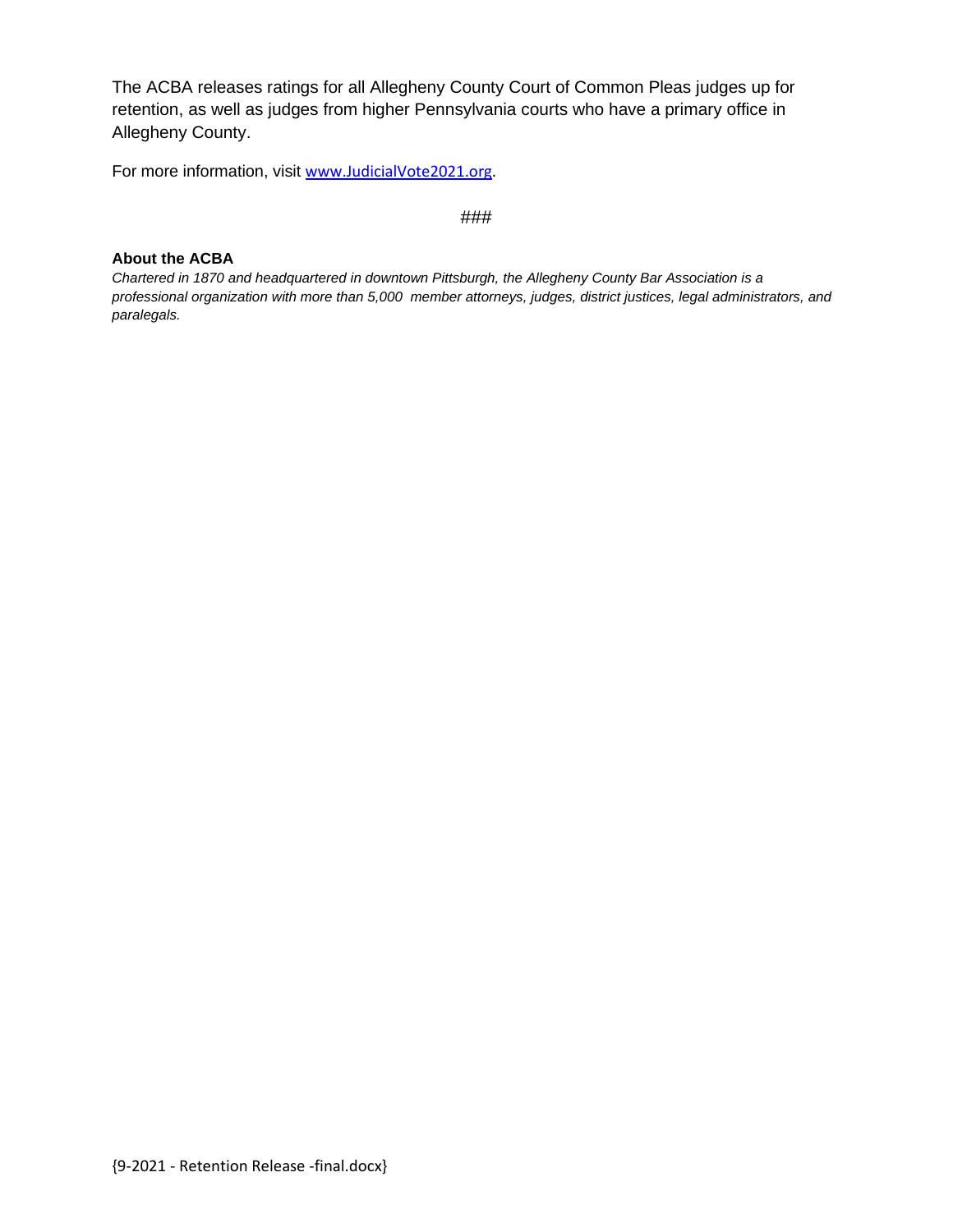The ACBA releases ratings for all Allegheny County Court of Common Pleas judges up for retention, as well as judges from higher Pennsylvania courts who have a primary office in Allegheny County.

For more information, visit [www.JudicialVote2021.org](http://www.JudicialVote2021.org).

###

**About the ACBA**

*Chartered in 1870 and headquartered in downtown Pittsburgh, the Allegheny County Bar Association is a professional organization with more than 5,000 member attorneys, judges, district justices, legal administrators, and paralegals.*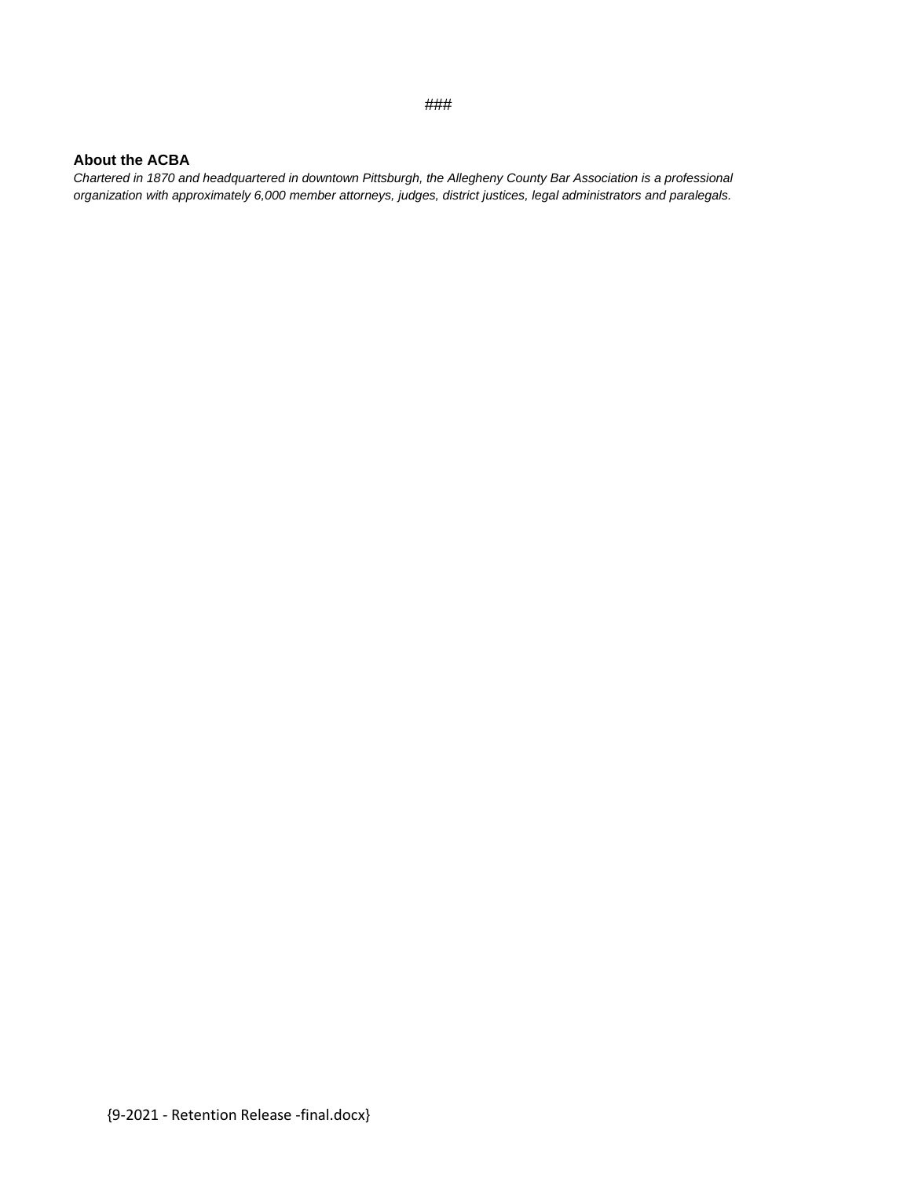###

**About the ACBA**

*Chartered in 1870 and headquartered in downtown Pittsburgh, the Allegheny County Bar Association is a professional organization with approximately 6,000 member attorneys, judges, district justices, legal administrators and paralegals.*

{9-2021 - Retention Release -final.docx}